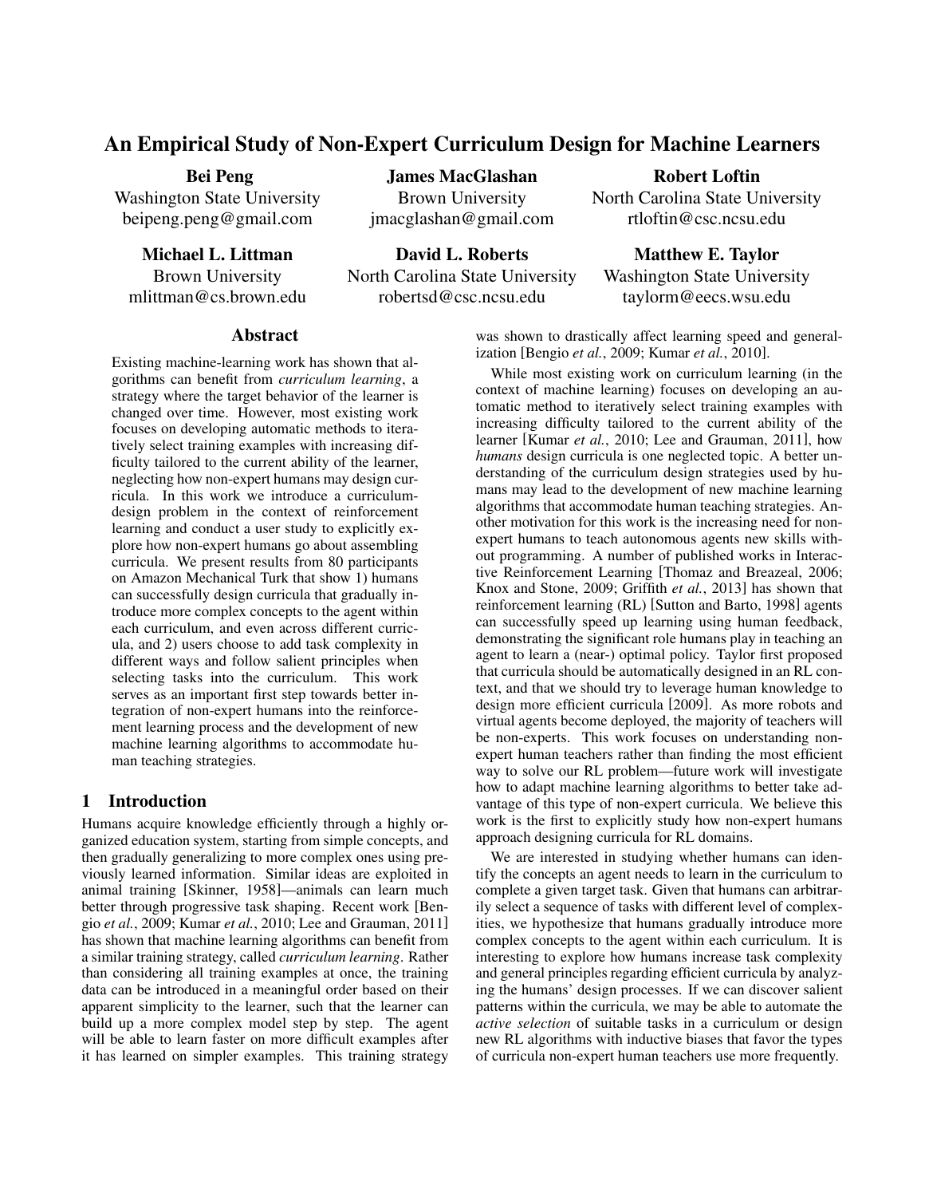# An Empirical Study of Non-Expert Curriculum Design for Machine Learners

**Bei Peng**
Washington State University
beipeng.peng@gmail.com

**James MacGlashan**
Brown University
jmacglashan@gmail.com

**Robert Loftin**
North Carolina State University
rtloftin@csc.ncsu.edu

**Michael L. Littman**
Brown University
mlittman@cs.brown.edu

**David L. Roberts**
North Carolina State University
robertsd@csc.ncsu.edu

**Matthew E. Taylor**
Washington State University
taylorm@eecs.wsu.edu

## Abstract

Existing machine-learning work has shown that algorithms can benefit from *curriculum learning*, a strategy where the target behavior of the learner is changed over time. However, most existing work focuses on developing automatic methods to iteratively select training examples with increasing difficulty tailored to the current ability of the learner, neglecting how non-expert humans may design curricula. In this work we introduce a curriculum-design problem in the context of reinforcement learning and conduct a user study to explicitly explore how non-expert humans go about assembling curricula. We present results from 80 participants on Amazon Mechanical Turk that show 1) humans can successfully design curricula that gradually introduce more complex concepts to the agent within each curriculum, and even across different curricula, and 2) users choose to add task complexity in different ways and follow salient principles when selecting tasks into the curriculum. This work serves as an important first step towards better integration of non-expert humans into the reinforcement learning process and the development of new machine learning algorithms to accommodate human teaching strategies.

## 1 Introduction

Humans acquire knowledge efficiently through a highly organized education system, starting from simple concepts, and then gradually generalizing to more complex ones using previously learned information. Similar ideas are exploited in animal training [Skinner, 1958]—animals can learn much better through progressive task shaping. Recent work [Bengio *et al.*, 2009; Kumar *et al.*, 2010; Lee and Grauman, 2011] has shown that machine learning algorithms can benefit from a similar training strategy, called *curriculum learning*. Rather than considering all training examples at once, the training data can be introduced in a meaningful order based on their apparent simplicity to the learner, such that the learner can build up a more complex model step by step. The agent will be able to learn faster on more difficult examples after it has learned on simpler examples. This training strategy was shown to drastically affect learning speed and generalization [Bengio *et al.*, 2009; Kumar *et al.*, 2010].

While most existing work on curriculum learning (in the context of machine learning) focuses on developing an automatic method to iteratively select training examples with increasing difficulty tailored to the current ability of the learner [Kumar *et al.*, 2010; Lee and Grauman, 2011], how *humans* design curricula is one neglected topic. A better understanding of the curriculum design strategies used by humans may lead to the development of new machine learning algorithms that accommodate human teaching strategies. Another motivation for this work is the increasing need for non-expert humans to teach autonomous agents new skills without programming. A number of published works in Interactive Reinforcement Learning [Thomaz and Breazeal, 2006; Knox and Stone, 2009; Griffith *et al.*, 2013] has shown that reinforcement learning (RL) [Sutton and Barto, 1998] agents can successfully speed up learning using human feedback, demonstrating the significant role humans play in teaching an agent to learn a (near-) optimal policy. Taylor first proposed that curricula should be automatically designed in an RL context, and that we should try to leverage human knowledge to design more efficient curricula [2009]. As more robots and virtual agents become deployed, the majority of teachers will be non-experts. This work focuses on understanding non-expert human teachers rather than finding the most efficient way to solve our RL problem—future work will investigate how to adapt machine learning algorithms to better take advantage of this type of non-expert curricula. We believe this work is the first to explicitly study how non-expert humans approach designing curricula for RL domains.

We are interested in studying whether humans can identify the concepts an agent needs to learn in the curriculum to complete a given target task. Given that humans can arbitrarily select a sequence of tasks with different level of complexities, we hypothesize that humans gradually introduce more complex concepts to the agent within each curriculum. It is interesting to explore how humans increase task complexity and general principles regarding efficient curricula by analyzing the humans' design processes. If we can discover salient patterns within the curricula, we may be able to automate the *active selection* of suitable tasks in a curriculum or design new RL algorithms with inductive biases that favor the types of curricula non-expert human teachers use more frequently.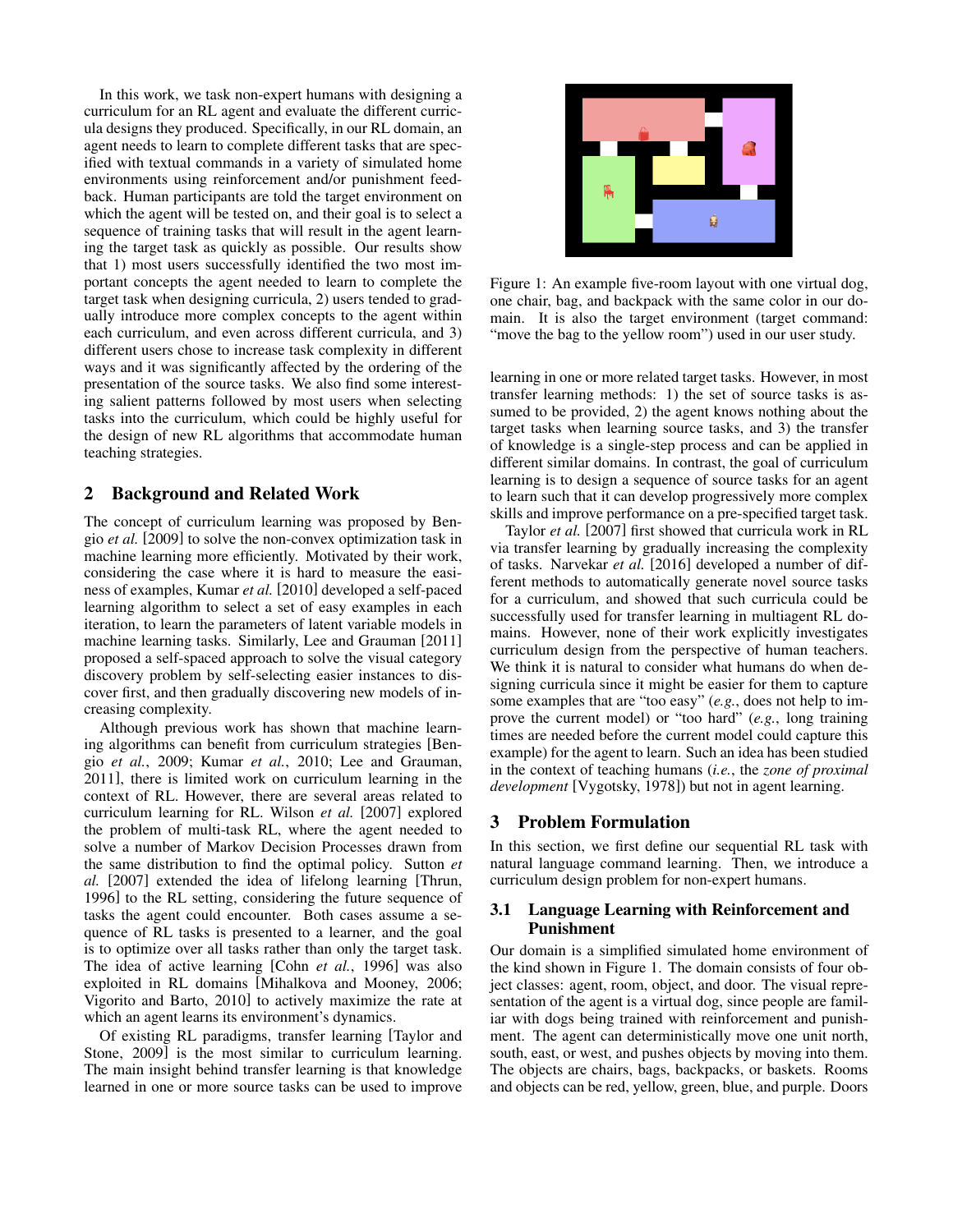In this work, we task non-expert humans with designing a curriculum for an RL agent and evaluate the different curricula designs they produced. Specifically, in our RL domain, an agent needs to learn to complete different tasks that are specified with textual commands in a variety of simulated home environments using reinforcement and/or punishment feedback. Human participants are told the target environment on which the agent will be tested on, and their goal is to select a sequence of training tasks that will result in the agent learning the target task as quickly as possible. Our results show that 1) most users successfully identified the two most important concepts the agent needed to learn to complete the target task when designing curricula, 2) users tended to gradually introduce more complex concepts to the agent within each curriculum, and even across different curricula, and 3) different users chose to increase task complexity in different ways and it was significantly affected by the ordering of the presentation of the source tasks. We also find some interesting salient patterns followed by most users when selecting tasks into the curriculum, which could be highly useful for the design of new RL algorithms that accommodate human teaching strategies.

## 2 Background and Related Work

The concept of curriculum learning was proposed by Bengio *et al.* [2009] to solve the non-convex optimization task in machine learning more efficiently. Motivated by their work, considering the case where it is hard to measure the easiness of examples, Kumar *et al.* [2010] developed a self-paced learning algorithm to select a set of easy examples in each iteration, to learn the parameters of latent variable models in machine learning tasks. Similarly, Lee and Grauman [2011] proposed a self-spaced approach to solve the visual category discovery problem by self-selecting easier instances to discover first, and then gradually discovering new models of increasing complexity.

Although previous work has shown that machine learning algorithms can benefit from curriculum strategies [Bengio *et al.*, 2009; Kumar *et al.*, 2010; Lee and Grauman, 2011], there is limited work on curriculum learning in the context of RL. However, there are several areas related to curriculum learning for RL. Wilson *et al.* [2007] explored the problem of multi-task RL, where the agent needed to solve a number of Markov Decision Processes drawn from the same distribution to find the optimal policy. Sutton *et al.* [2007] extended the idea of lifelong learning [Thrun, 1996] to the RL setting, considering the future sequence of tasks the agent could encounter. Both cases assume a sequence of RL tasks is presented to a learner, and the goal is to optimize over all tasks rather than only the target task. The idea of active learning [Cohn *et al.*, 1996] was also exploited in RL domains [Mihalkova and Mooney, 2006; Vigorito and Barto, 2010] to actively maximize the rate at which an agent learns its environment's dynamics.

Of existing RL paradigms, transfer learning [Taylor and Stone, 2009] is the most similar to curriculum learning. The main insight behind transfer learning is that knowledge learned in one or more source tasks can be used to improve learning in one or more related target tasks. However, in most transfer learning methods: 1) the set of source tasks is assumed to be provided, 2) the agent knows nothing about the target tasks when learning source tasks, and 3) the transfer of knowledge is a single-step process and can be applied in different similar domains. In contrast, the goal of curriculum learning is to design a sequence of source tasks for an agent to learn such that it can develop progressively more complex skills and improve performance on a pre-specified target task.

Figure 1: An example five-room layout with one virtual dog, one chair, bag, and backpack with the same color in our domain. It is also the target environment (target command: "move the bag to the yellow room") used in our user study.

Taylor *et al.* [2007] first showed that curricula work in RL via transfer learning by gradually increasing the complexity of tasks. Narvekar *et al.* [2016] developed a number of different methods to automatically generate novel source tasks for a curriculum, and showed that such curricula could be successfully used for transfer learning in multiagent RL domains. However, none of their work explicitly investigates curriculum design from the perspective of human teachers. We think it is natural to consider what humans do when designing curricula since it might be easier for them to capture some examples that are "too easy" (*e.g.*, does not help to improve the current model) or "too hard" (*e.g.*, long training times are needed before the current model could capture this example) for the agent to learn. Such an idea has been studied in the context of teaching humans (*i.e.*, the *zone of proximal development* [Vygotsky, 1978]) but not in agent learning.

## 3 Problem Formulation

In this section, we first define our sequential RL task with natural language command learning. Then, we introduce a curriculum design problem for non-expert humans.

### 3.1 Language Learning with Reinforcement and Punishment

Our domain is a simplified simulated home environment of the kind shown in Figure 1. The domain consists of four object classes: agent, room, object, and door. The visual representation of the agent is a virtual dog, since people are familiar with dogs being trained with reinforcement and punishment. The agent can deterministically move one unit north, south, east, or west, and pushes objects by moving into them. The objects are chairs, bags, backpacks, or baskets. Rooms and objects can be red, yellow, green, blue, and purple. Doors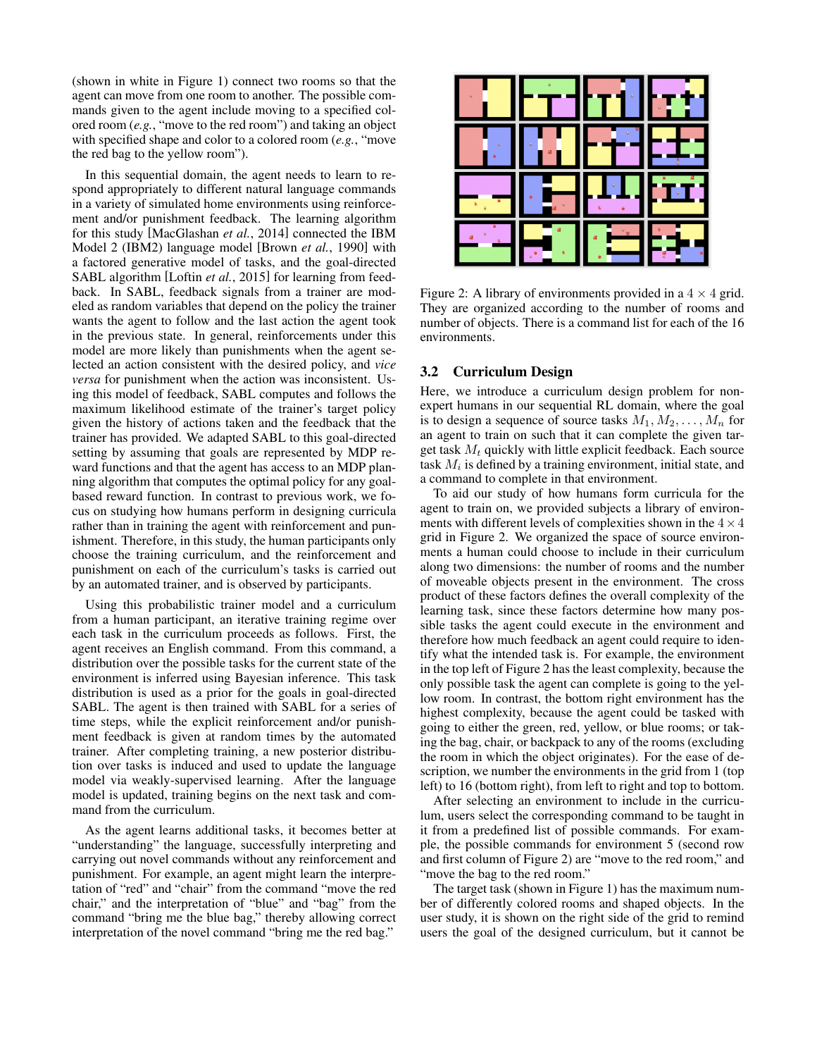(shown in white in Figure 1) connect two rooms so that the agent can move from one room to another. The possible commands given to the agent include moving to a specified colored room (*e.g.*, "move to the red room") and taking an object with specified shape and color to a colored room (*e.g.*, "move the red bag to the yellow room").

In this sequential domain, the agent needs to learn to respond appropriately to different natural language commands in a variety of simulated home environments using reinforcement and/or punishment feedback. The learning algorithm for this study [MacGlashan *et al.*, 2014] connected the IBM Model 2 (IBM2) language model [Brown *et al.*, 1990] with a factored generative model of tasks, and the goal-directed SABL algorithm [Loftin *et al.*, 2015] for learning from feedback. In SABL, feedback signals from a trainer are modeled as random variables that depend on the policy the trainer wants the agent to follow and the last action the agent took in the previous state. In general, reinforcements under this model are more likely than punishments when the agent selected an action consistent with the desired policy, and *vice versa* for punishment when the action was inconsistent. Using this model of feedback, SABL computes and follows the maximum likelihood estimate of the trainer's target policy given the history of actions taken and the feedback that the trainer has provided. We adapted SABL to this goal-directed setting by assuming that goals are represented by MDP reward functions and that the agent has access to an MDP planning algorithm that computes the optimal policy for any goal-based reward function. In contrast to previous work, we focus on studying how humans perform in designing curricula rather than in training the agent with reinforcement and punishment. Therefore, in this study, the human participants only choose the training curriculum, and the reinforcement and punishment on each of the curriculum's tasks is carried out by an automated trainer, and is observed by participants.

Using this probabilistic trainer model and a curriculum from a human participant, an iterative training regime over each task in the curriculum proceeds as follows. First, the agent receives an English command. From this command, a distribution over the possible tasks for the current state of the environment is inferred using Bayesian inference. This task distribution is used as a prior for the goals in goal-directed SABL. The agent is then trained with SABL for a series of time steps, while the explicit reinforcement and/or punishment feedback is given at random times by the automated trainer. After completing training, a new posterior distribution over tasks is induced and used to update the language model via weakly-supervised learning. After the language model is updated, training begins on the next task and command from the curriculum.

As the agent learns additional tasks, it becomes better at "understanding" the language, successfully interpreting and carrying out novel commands without any reinforcement and punishment. For example, an agent might learn the interpretation of "red" and "chair" from the command "move the red chair," and the interpretation of "blue" and "bag" from the command "bring me the blue bag," thereby allowing correct interpretation of the novel command "bring me the red bag."

Figure 2: A library of environments provided in a $4 \times 4$ grid. They are organized according to the number of rooms and number of objects. There is a command list for each of the 16 environments.

### 3.2 Curriculum Design

Here, we introduce a curriculum design problem for non-expert humans in our sequential RL domain, where the goal is to design a sequence of source tasks $M_1, M_2, \ldots, M_n$ for an agent to train on such that it can complete the given target task $M_t$ quickly with little explicit feedback. Each source task $M_i$ is defined by a training environment, initial state, and a command to complete in that environment.

To aid our study of how humans form curricula for the agent to train on, we provided subjects a library of environments with different levels of complexities shown in the $4 \times 4$ grid in Figure 2. We organized the space of source environments a human could choose to include in their curriculum along two dimensions: the number of rooms and the number of moveable objects present in the environment. The cross product of these factors defines the overall complexity of the learning task, since these factors determine how many possible tasks the agent could execute in the environment and therefore how much feedback an agent could require to identify what the intended task is. For example, the environment in the top left of Figure 2 has the least complexity, because the only possible task the agent can complete is going to the yellow room. In contrast, the bottom right environment has the highest complexity, because the agent could be tasked with going to either the green, red, yellow, or blue rooms; or taking the bag, chair, or backpack to any of the rooms (excluding the room in which the object originates). For the ease of description, we number the environments in the grid from 1 (top left) to 16 (bottom right), from left to right and top to bottom.

After selecting an environment to include in the curriculum, users select the corresponding command to be taught in it from a predefined list of possible commands. For example, the possible commands for environment 5 (second row and first column of Figure 2) are "move to the red room," and "move the bag to the red room."

The target task (shown in Figure 1) has the maximum number of differently colored rooms and shaped objects. In the user study, it is shown on the right side of the grid to remind users the goal of the designed curriculum, but it cannot be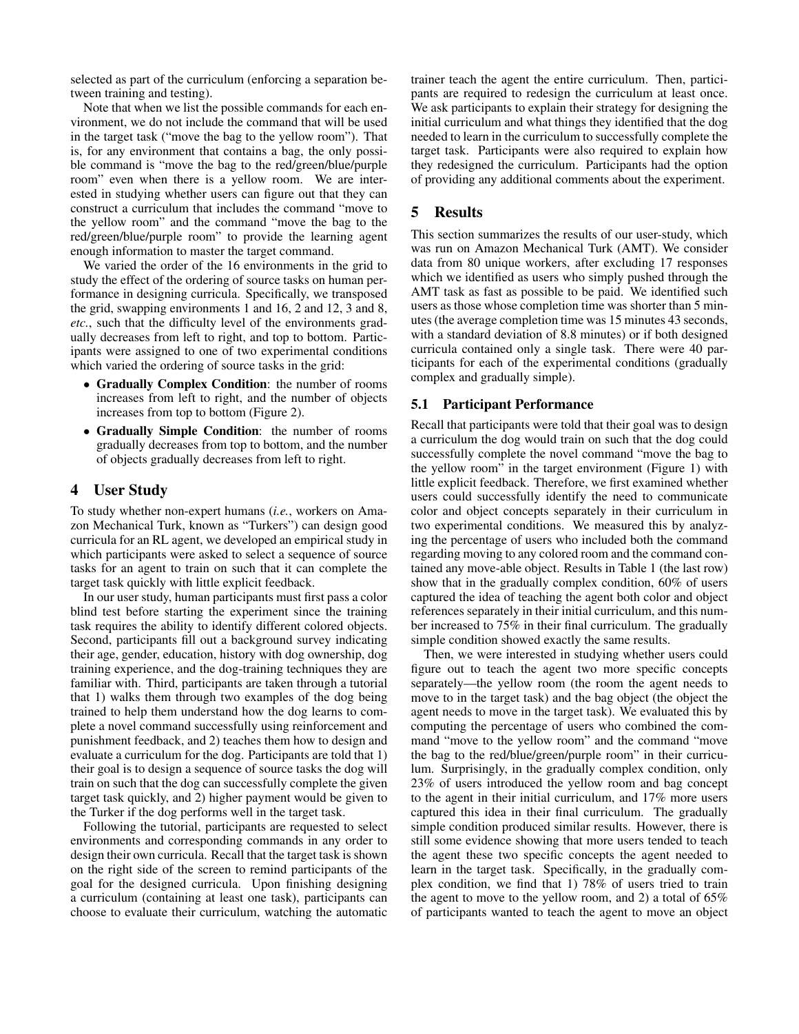selected as part of the curriculum (enforcing a separation between training and testing).

Note that when we list the possible commands for each environment, we do not include the command that will be used in the target task ("move the bag to the yellow room"). That is, for any environment that contains a bag, the only possible command is "move the bag to the red/green/blue/purple room" even when there is a yellow room. We are interested in studying whether users can figure out that they can construct a curriculum that includes the command "move to the yellow room" and the command "move the bag to the red/green/blue/purple room" to provide the learning agent enough information to master the target command.

We varied the order of the 16 environments in the grid to study the effect of the ordering of source tasks on human performance in designing curricula. Specifically, we transposed the grid, swapping environments 1 and 16, 2 and 12, 3 and 8, *etc.*, such that the difficulty level of the environments gradually decreases from left to right, and top to bottom. Participants were assigned to one of two experimental conditions which varied the ordering of source tasks in the grid:

- **Gradually Complex Condition**: the number of rooms increases from left to right, and the number of objects increases from top to bottom (Figure 2).
- **Gradually Simple Condition**: the number of rooms gradually decreases from top to bottom, and the number of objects gradually decreases from left to right.

# 4 User Study

To study whether non-expert humans (*i.e.*, workers on Amazon Mechanical Turk, known as "Turkers") can design good curricula for an RL agent, we developed an empirical study in which participants were asked to select a sequence of source tasks for an agent to train on such that it can complete the target task quickly with little explicit feedback.

In our user study, human participants must first pass a color blind test before starting the experiment since the training task requires the ability to identify different colored objects. Second, participants fill out a background survey indicating their age, gender, education, history with dog ownership, dog training experience, and the dog-training techniques they are familiar with. Third, participants are taken through a tutorial that 1) walks them through two examples of the dog being trained to help them understand how the dog learns to complete a novel command successfully using reinforcement and punishment feedback, and 2) teaches them how to design and evaluate a curriculum for the dog. Participants are told that 1) their goal is to design a sequence of source tasks the dog will train on such that the dog can successfully complete the given target task quickly, and 2) higher payment would be given to the Turker if the dog performs well in the target task.

Following the tutorial, participants are requested to select environments and corresponding commands in any order to design their own curricula. Recall that the target task is shown on the right side of the screen to remind participants of the goal for the designed curricula. Upon finishing designing a curriculum (containing at least one task), participants can choose to evaluate their curriculum, watching the automatic trainer teach the agent the entire curriculum. Then, participants are required to redesign the curriculum at least once. We ask participants to explain their strategy for designing the initial curriculum and what things they identified that the dog needed to learn in the curriculum to successfully complete the target task. Participants were also required to explain how they redesigned the curriculum. Participants had the option of providing any additional comments about the experiment.

# 5 Results

This section summarizes the results of our user-study, which was run on Amazon Mechanical Turk (AMT). We consider data from 80 unique workers, after excluding 17 responses which we identified as users who simply pushed through the AMT task as fast as possible to be paid. We identified such users as those whose completion time was shorter than 5 minutes (the average completion time was 15 minutes 43 seconds, with a standard deviation of 8.8 minutes) or if both designed curricula contained only a single task. There were 40 participants for each of the experimental conditions (gradually complex and gradually simple).

## 5.1 Participant Performance

Recall that participants were told that their goal was to design a curriculum the dog would train on such that the dog could successfully complete the novel command "move the bag to the yellow room" in the target environment (Figure 1) with little explicit feedback. Therefore, we first examined whether users could successfully identify the need to communicate color and object concepts separately in their curriculum in two experimental conditions. We measured this by analyzing the percentage of users who included both the command regarding moving to any colored room and the command contained any move-able object. Results in Table 1 (the last row) show that in the gradually complex condition, 60% of users captured the idea of teaching the agent both color and object references separately in their initial curriculum, and this number increased to 75% in their final curriculum. The gradually simple condition showed exactly the same results.

Then, we were interested in studying whether users could figure out to teach the agent two more specific concepts separately—the yellow room (the room the agent needs to move to in the target task) and the bag object (the object the agent needs to move in the target task). We evaluated this by computing the percentage of users who combined the command "move to the yellow room" and the command "move the bag to the red/blue/green/purple room" in their curriculum. Surprisingly, in the gradually complex condition, only 23% of users introduced the yellow room and bag concept to the agent in their initial curriculum, and 17% more users captured this idea in their final curriculum. The gradually simple condition produced similar results. However, there is still some evidence showing that more users tended to teach the agent these two specific concepts the agent needed to learn in the target task. Specifically, in the gradually complex condition, we find that 1) 78% of users tried to train the agent to move to the yellow room, and 2) a total of 65% of participants wanted to teach the agent to move an object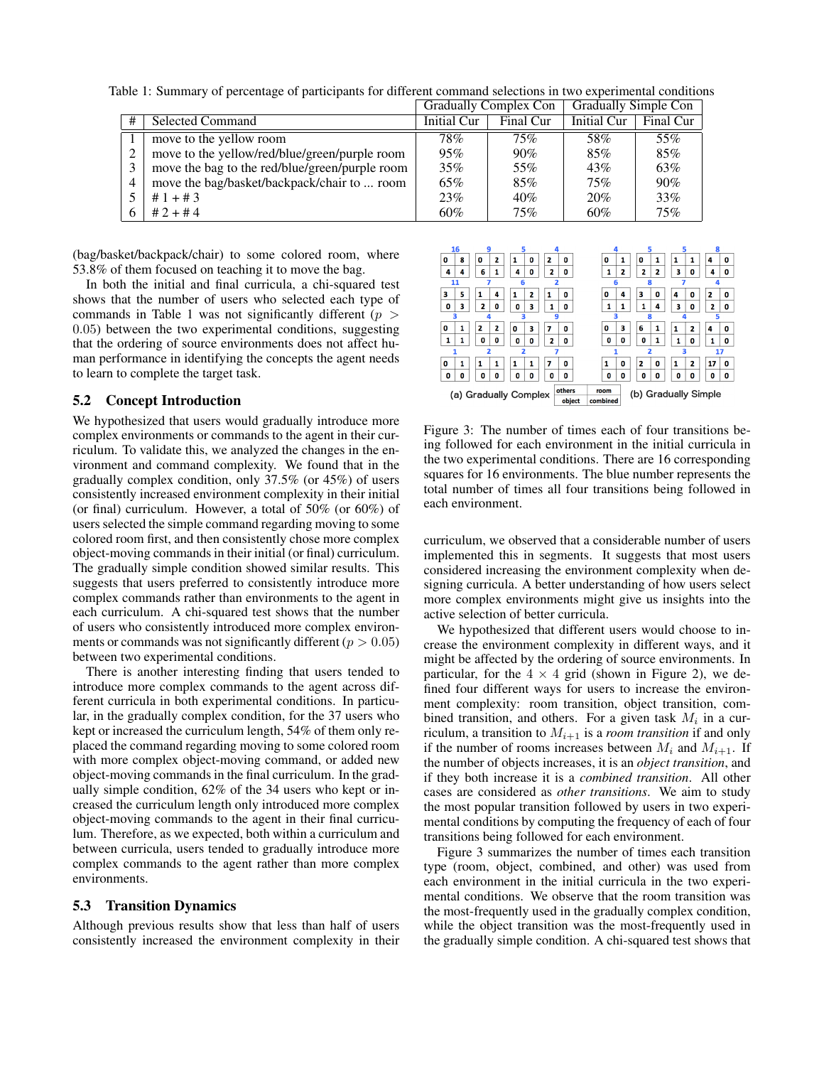Table 1: Summary of percentage of participants for different command selections in two experimental conditions

| # | Selected Command | Gradually Complex Con | | Gradually Simple Con | |
|---|---|---|---|---|---|
| | | Initial Cur | Final Cur | Initial Cur | Final Cur |
| 1 | move to the yellow room | 78% | 75% | 58% | 55% |
| 2 | move to the yellow/red/blue/green/purple room | 95% | 90% | 85% | 85% |
| 3 | move the bag to the red/blue/green/purple room | 35% | 55% | 43% | 63% |
| 4 | move the bag/basket/backpack/chair to ... room | 65% | 85% | 75% | 90% |
| 5 | # 1 + # 3 | 23% | 40% | 20% | 33% |
| 6 | # 2 + # 4 | 60% | 75% | 60% | 75% |

(bag/basket/backpack/chair) to some colored room, where 53.8% of them focused on teaching it to move the bag.

In both the initial and final curricula, a chi-squared test shows that the number of users who selected each type of commands in Table 1 was not significantly different ($p > 0.05$) between the two experimental conditions, suggesting that the ordering of source environments does not affect human performance in identifying the concepts the agent needs to learn to complete the target task.

## 5.2 Concept Introduction

We hypothesized that users would gradually introduce more complex environments or commands to the agent in their curriculum. To validate this, we analyzed the changes in the environment and command complexity. We found that in the gradually complex condition, only 37.5% (or 45%) of users consistently increased environment complexity in their initial (or final) curriculum. However, a total of 50% (or 60%) of users selected the simple command regarding moving to some colored room first, and then consistently chose more complex object-moving commands in their initial (or final) curriculum. The gradually simple condition showed similar results. This suggests that users preferred to consistently introduce more complex commands rather than environments to the agent in each curriculum. A chi-squared test shows that the number of users who consistently introduced more complex environments or commands was not significantly different ($p > 0.05$) between two experimental conditions.

There is another interesting finding that users tended to introduce more complex commands to the agent across different curricula in both experimental conditions. In particular, in the gradually complex condition, for the 37 users who kept or increased the curriculum length, 54% of them only replaced the command regarding moving to some colored room with more complex object-moving command, or added new object-moving commands in the final curriculum. In the gradually simple condition, 62% of the 34 users who kept or increased the curriculum length only introduced more complex object-moving commands to the agent in their final curriculum. Therefore, as we expected, both within a curriculum and between curricula, users tended to gradually introduce more complex commands to the agent rather than more complex environments.

## 5.3 Transition Dynamics

Although previous results show that less than half of users consistently increased the environment complexity in their curriculum, we observed that a considerable number of users implemented this in segments. It suggests that most users considered increasing the environment complexity when designing curricula. A better understanding of how users select more complex environments might give us insights into the active selection of better curricula.

Figure 3: The number of times each of four transitions being followed for each environment in the initial curricula in the two experimental conditions. There are 16 corresponding squares for 16 environments. The blue number represents the total number of times all four transitions being followed in each environment.

We hypothesized that different users would choose to increase the environment complexity in different ways, and it might be affected by the ordering of source environments. In particular, for the $4 \times 4$ grid (shown in Figure 2), we defined four different ways for users to increase the environment complexity: room transition, object transition, combined transition, and others. For a given task $M_i$ in a curriculum, a transition to $M_{i+1}$ is a *room transition* if and only if the number of rooms increases between $M_i$ and $M_{i+1}$. If the number of objects increases, it is an *object transition*, and if they both increase it is a *combined transition*. All other cases are considered as *other transitions*. We aim to study the most popular transition followed by users in two experimental conditions by computing the frequency of each of four transitions being followed for each environment.

Figure 3 summarizes the number of times each transition type (room, object, combined, and other) was used from each environment in the initial curricula in the two experimental conditions. We observe that the room transition was the most-frequently used in the gradually complex condition, while the object transition was the most-frequently used in the gradually simple condition. A chi-squared test shows that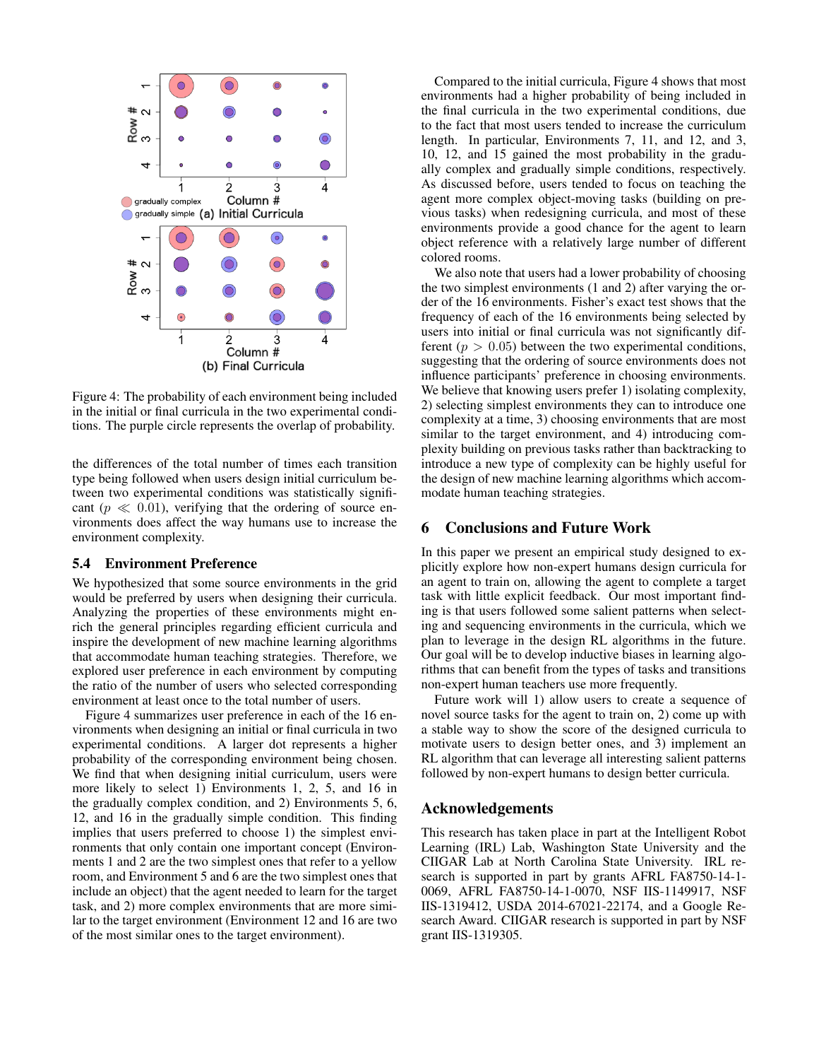Figure 4: The probability of each environment being included in the initial or final curricula in the two experimental conditions. The purple circle represents the overlap of probability.

the differences of the total number of times each transition type being followed when users design initial curriculum between two experimental conditions was statistically significant ($p \ll 0.01$), verifying that the ordering of source environments does affect the way humans use to increase the environment complexity.

### 5.4 Environment Preference

We hypothesized that some source environments in the grid would be preferred by users when designing their curricula. Analyzing the properties of these environments might enrich the general principles regarding efficient curricula and inspire the development of new machine learning algorithms that accommodate human teaching strategies. Therefore, we explored user preference in each environment by computing the ratio of the number of users who selected corresponding environment at least once to the total number of users.

Figure 4 summarizes user preference in each of the 16 environments when designing an initial or final curricula in two experimental conditions. A larger dot represents a higher probability of the corresponding environment being chosen. We find that when designing initial curriculum, users were more likely to select 1) Environments 1, 2, 5, and 16 in the gradually complex condition, and 2) Environments 5, 6, 12, and 16 in the gradually simple condition. This finding implies that users preferred to choose 1) the simplest environments that only contain one important concept (Environments 1 and 2 are the two simplest ones that refer to a yellow room, and Environment 5 and 6 are the two simplest ones that include an object) that the agent needed to learn for the target task, and 2) more complex environments that are more similar to the target environment (Environment 12 and 16 are two of the most similar ones to the target environment).

Compared to the initial curricula, Figure 4 shows that most environments had a higher probability of being included in the final curricula in the two experimental conditions, due to the fact that most users tended to increase the curriculum length. In particular, Environments 7, 11, and 12, and 3, 10, 12, and 15 gained the most probability in the gradually complex and gradually simple conditions, respectively. As discussed before, users tended to focus on teaching the agent more complex object-moving tasks (building on previous tasks) when redesigning curricula, and most of these environments provide a good chance for the agent to learn object reference with a relatively large number of different colored rooms.

We also note that users had a lower probability of choosing the two simplest environments (1 and 2) after varying the order of the 16 environments. Fisher's exact test shows that the frequency of each of the 16 environments being selected by users into initial or final curricula was not significantly different ($p > 0.05$) between the two experimental conditions, suggesting that the ordering of source environments does not influence participants' preference in choosing environments. We believe that knowing users prefer 1) isolating complexity, 2) selecting simplest environments they can to introduce one complexity at a time, 3) choosing environments that are most similar to the target environment, and 4) introducing complexity building on previous tasks rather than backtracking to introduce a new type of complexity can be highly useful for the design of new machine learning algorithms which accommodate human teaching strategies.

## 6 Conclusions and Future Work

In this paper we present an empirical study designed to explicitly explore how non-expert humans design curricula for an agent to train on, allowing the agent to complete a target task with little explicit feedback. Our most important finding is that users followed some salient patterns when selecting and sequencing environments in the curricula, which we plan to leverage in the design RL algorithms in the future. Our goal will be to develop inductive biases in learning algorithms that can benefit from the types of tasks and transitions non-expert human teachers use more frequently.

Future work will 1) allow users to create a sequence of novel source tasks for the agent to train on, 2) come up with a stable way to show the score of the designed curricula to motivate users to design better ones, and 3) implement an RL algorithm that can leverage all interesting salient patterns followed by non-expert humans to design better curricula.

## Acknowledgements

This research has taken place in part at the Intelligent Robot Learning (IRL) Lab, Washington State University and the CIIGAR Lab at North Carolina State University. IRL research is supported in part by grants AFRL FA8750-14-1-0069, AFRL FA8750-14-1-0070, NSF IIS-1149917, NSF IIS-1319412, USDA 2014-67021-22174, and a Google Research Award. CIIGAR research is supported in part by NSF grant IIS-1319305.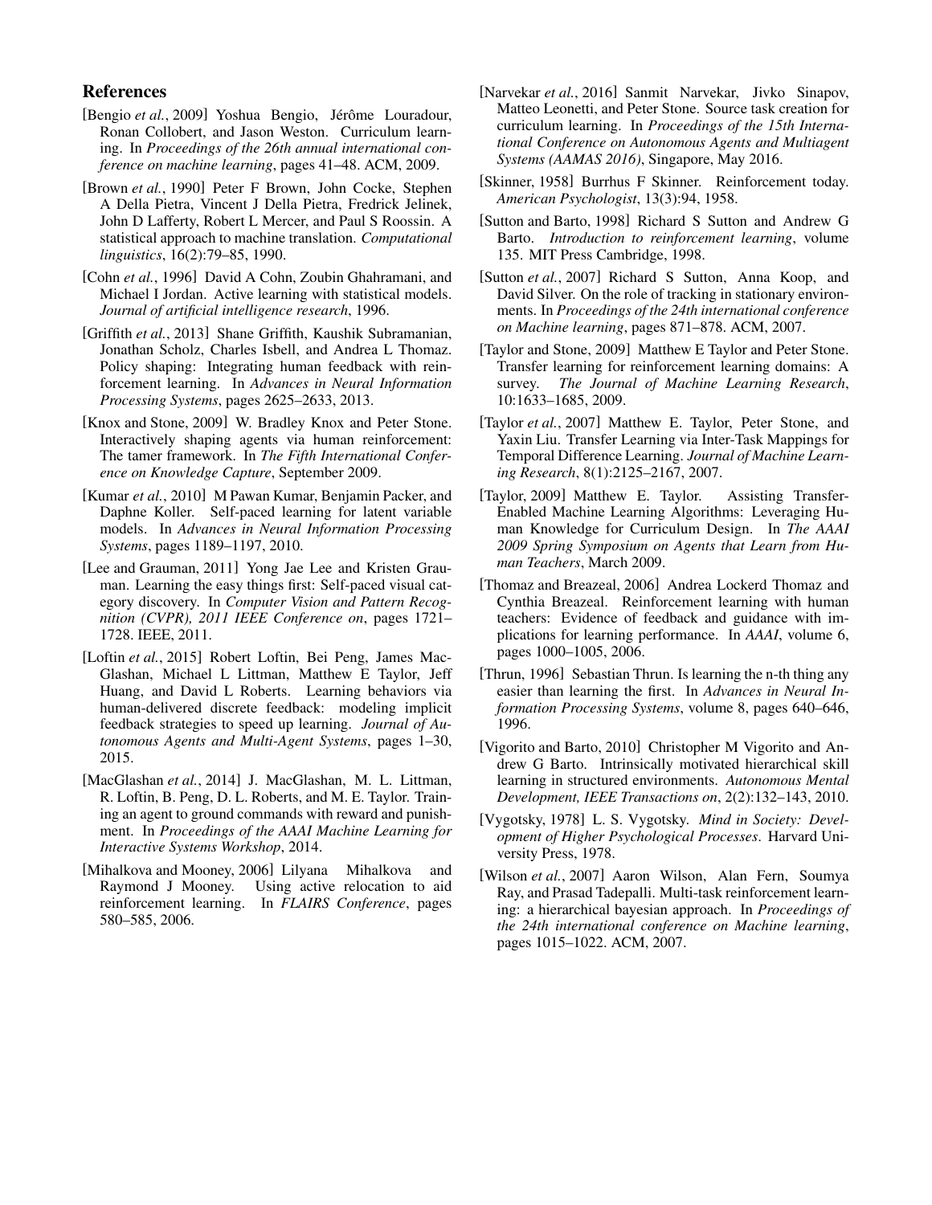## References

[Bengio *et al.*, 2009] Yoshua Bengio, Jérôme Louradour, Ronan Collobert, and Jason Weston. Curriculum learning. In *Proceedings of the 26th annual international conference on machine learning*, pages 41–48. ACM, 2009.

[Brown *et al.*, 1990] Peter F Brown, John Cocke, Stephen A Della Pietra, Vincent J Della Pietra, Fredrick Jelinek, John D Lafferty, Robert L Mercer, and Paul S Roossin. A statistical approach to machine translation. *Computational linguistics*, 16(2):79–85, 1990.

[Cohn *et al.*, 1996] David A Cohn, Zoubin Ghahramani, and Michael I Jordan. Active learning with statistical models. *Journal of artificial intelligence research*, 1996.

[Griffith *et al.*, 2013] Shane Griffith, Kaushik Subramanian, Jonathan Scholz, Charles Isbell, and Andrea L Thomaz. Policy shaping: Integrating human feedback with reinforcement learning. In *Advances in Neural Information Processing Systems*, pages 2625–2633, 2013.

[Knox and Stone, 2009] W. Bradley Knox and Peter Stone. Interactively shaping agents via human reinforcement: The tamer framework. In *The Fifth International Conference on Knowledge Capture*, September 2009.

[Kumar *et al.*, 2010] M Pawan Kumar, Benjamin Packer, and Daphne Koller. Self-paced learning for latent variable models. In *Advances in Neural Information Processing Systems*, pages 1189–1197, 2010.

[Lee and Grauman, 2011] Yong Jae Lee and Kristen Grauman. Learning the easy things first: Self-paced visual category discovery. In *Computer Vision and Pattern Recognition (CVPR), 2011 IEEE Conference on*, pages 1721–1728. IEEE, 2011.

[Loftin *et al.*, 2015] Robert Loftin, Bei Peng, James MacGlashan, Michael L Littman, Matthew E Taylor, Jeff Huang, and David L Roberts. Learning behaviors via human-delivered discrete feedback: modeling implicit feedback strategies to speed up learning. *Journal of Autonomous Agents and Multi-Agent Systems*, pages 1–30, 2015.

[MacGlashan *et al.*, 2014] J. MacGlashan, M. L. Littman, R. Loftin, B. Peng, D. L. Roberts, and M. E. Taylor. Training an agent to ground commands with reward and punishment. In *Proceedings of the AAAI Machine Learning for Interactive Systems Workshop*, 2014.

[Mihalkova and Mooney, 2006] Lilyana Mihalkova and Raymond J Mooney. Using active relocation to aid reinforcement learning. In *FLAIRS Conference*, pages 580–585, 2006.

[Narvekar *et al.*, 2016] Sanmit Narvekar, Jivko Sinapov, Matteo Leonetti, and Peter Stone. Source task creation for curriculum learning. In *Proceedings of the 15th International Conference on Autonomous Agents and Multiagent Systems (AAMAS 2016)*, Singapore, May 2016.

[Skinner, 1958] Burrhus F Skinner. Reinforcement today. *American Psychologist*, 13(3):94, 1958.

[Sutton and Barto, 1998] Richard S Sutton and Andrew G Barto. *Introduction to reinforcement learning*, volume 135. MIT Press Cambridge, 1998.

[Sutton *et al.*, 2007] Richard S Sutton, Anna Koop, and David Silver. On the role of tracking in stationary environments. In *Proceedings of the 24th international conference on Machine learning*, pages 871–878. ACM, 2007.

[Taylor and Stone, 2009] Matthew E Taylor and Peter Stone. Transfer learning for reinforcement learning domains: A survey. *The Journal of Machine Learning Research*, 10:1633–1685, 2009.

[Taylor *et al.*, 2007] Matthew E. Taylor, Peter Stone, and Yaxin Liu. Transfer Learning via Inter-Task Mappings for Temporal Difference Learning. *Journal of Machine Learning Research*, 8(1):2125–2167, 2007.

[Taylor, 2009] Matthew E. Taylor. Assisting Transfer-Enabled Machine Learning Algorithms: Leveraging Human Knowledge for Curriculum Design. In *The AAAI 2009 Spring Symposium on Agents that Learn from Human Teachers*, March 2009.

[Thomaz and Breazeal, 2006] Andrea Lockerd Thomaz and Cynthia Breazeal. Reinforcement learning with human teachers: Evidence of feedback and guidance with implications for learning performance. In *AAAI*, volume 6, pages 1000–1005, 2006.

[Thrun, 1996] Sebastian Thrun. Is learning the n-th thing any easier than learning the first. In *Advances in Neural Information Processing Systems*, volume 8, pages 640–646, 1996.

[Vigorito and Barto, 2010] Christopher M Vigorito and Andrew G Barto. Intrinsically motivated hierarchical skill learning in structured environments. *Autonomous Mental Development, IEEE Transactions on*, 2(2):132–143, 2010.

[Vygotsky, 1978] L. S. Vygotsky. *Mind in Society: Development of Higher Psychological Processes*. Harvard University Press, 1978.

[Wilson *et al.*, 2007] Aaron Wilson, Alan Fern, Soumya Ray, and Prasad Tadepalli. Multi-task reinforcement learning: a hierarchical bayesian approach. In *Proceedings of the 24th international conference on Machine learning*, pages 1015–1022. ACM, 2007.